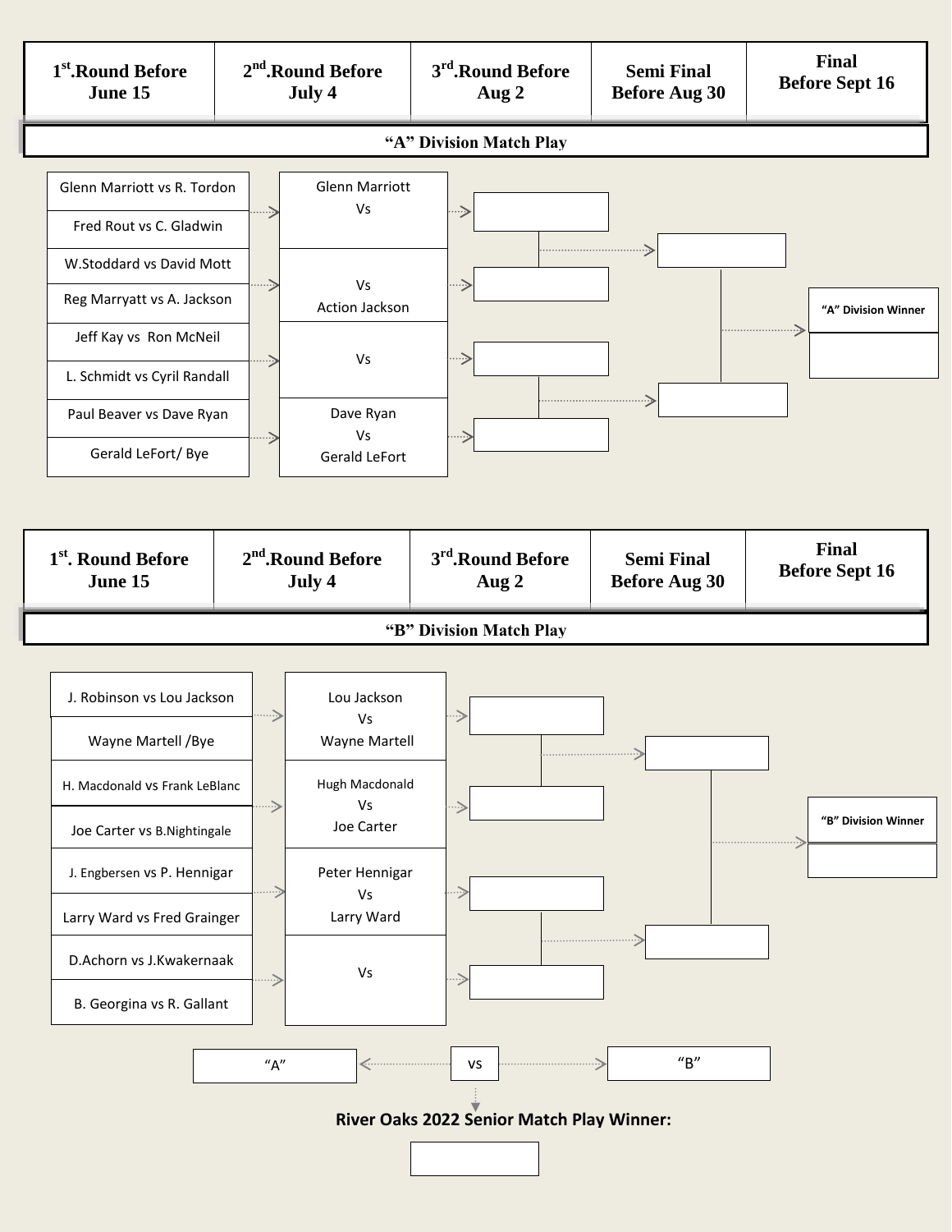## "A" Division Match Play

| 1st. Round Before June 15 | 2nd. Round Before July 4 | 3rd. Round Before Aug 2 | Semi Final Before Aug 30 | Final Before Sept 16 |
|---|---|---|---|---|
| Glenn Marriott vs R. Tordon | Glenn Marriott Vs | | | "A" Division Winner |
| Fred Rout vs C. Gladwin | | | | |
| W.Stoddard vs David Mott | Vs Action Jackson | | | |
| Reg Marryatt vs A. Jackson | | | | |
| Jeff Kay vs Ron McNeil | Vs | | | |
| L. Schmidt vs Cyril Randall | | | | |
| Paul Beaver vs Dave Ryan | Dave Ryan Vs Gerald LeFort | | | |
| Gerald LeFort/ Bye | | | | |

## "B" Division Match Play

| 1st. Round Before June 15 | 2nd. Round Before July 4 | 3rd. Round Before Aug 2 | Semi Final Before Aug 30 | Final Before Sept 16 |
|---|---|---|---|---|
| J. Robinson vs Lou Jackson | Lou Jackson Vs Wayne Martell | | | "B" Division Winner |
| Wayne Martell /Bye | | | | |
| H. Macdonald vs Frank LeBlanc | Hugh Macdonald Vs Joe Carter | | | |
| Joe Carter vs B.Nightingale | | | | |
| J. Engbersen vs P. Hennigar | Peter Hennigar Vs Larry Ward | | | |
| Larry Ward vs Fred Grainger | | | | |
| D.Achorn vs J.Kwakernaak | Vs | | | |
| B. Georgina vs R. Gallant | | | | |

"A" vs "B"

**River Oaks 2022 Senior Match Play Winner:**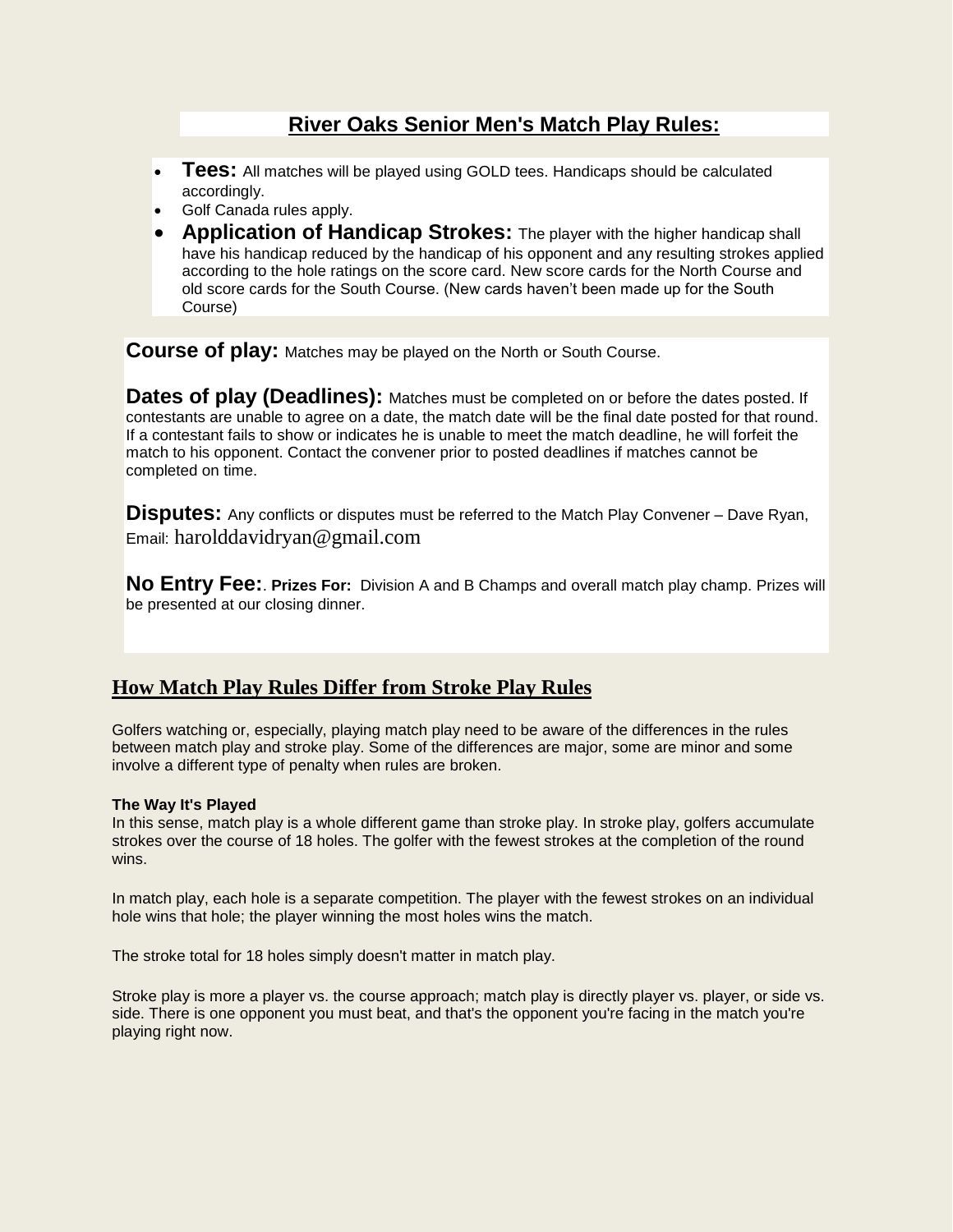## River Oaks Senior Men's Match Play Rules:

- **Tees:** All matches will be played using GOLD tees. Handicaps should be calculated accordingly.
- Golf Canada rules apply.
- **Application of Handicap Strokes:** The player with the higher handicap shall have his handicap reduced by the handicap of his opponent and any resulting strokes applied according to the hole ratings on the score card. New score cards for the North Course and old score cards for the South Course. (New cards haven't been made up for the South Course)

**Course of play:** Matches may be played on the North or South Course.

**Dates of play (Deadlines):** Matches must be completed on or before the dates posted. If contestants are unable to agree on a date, the match date will be the final date posted for that round. If a contestant fails to show or indicates he is unable to meet the match deadline, he will forfeit the match to his opponent. Contact the convener prior to posted deadlines if matches cannot be completed on time.

**Disputes:** Any conflicts or disputes must be referred to the Match Play Convener – Dave Ryan, Email: harolddavidryan@gmail.com

**No Entry Fee:**. **Prizes For:** Division A and B Champs and overall match play champ. Prizes will be presented at our closing dinner.

## How Match Play Rules Differ from Stroke Play Rules

Golfers watching or, especially, playing match play need to be aware of the differences in the rules between match play and stroke play. Some of the differences are major, some are minor and some involve a different type of penalty when rules are broken.

**The Way It's Played**

In this sense, match play is a whole different game than stroke play. In stroke play, golfers accumulate strokes over the course of 18 holes. The golfer with the fewest strokes at the completion of the round wins.

In match play, each hole is a separate competition. The player with the fewest strokes on an individual hole wins that hole; the player winning the most holes wins the match.

The stroke total for 18 holes simply doesn't matter in match play.

Stroke play is more a player vs. the course approach; match play is directly player vs. player, or side vs. side. There is one opponent you must beat, and that's the opponent you're facing in the match you're playing right now.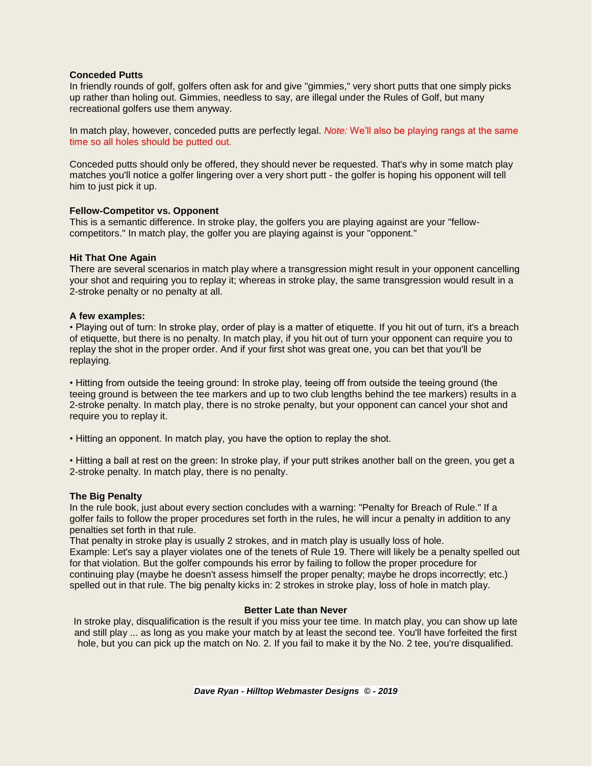**Conceded Putts**

In friendly rounds of golf, golfers often ask for and give "gimmies," very short putts that one simply picks up rather than holing out. Gimmies, needless to say, are illegal under the Rules of Golf, but many recreational golfers use them anyway.

In match play, however, conceded putts are perfectly legal. *Note:* We'll also be playing rangs at the same time so all holes should be putted out.

Conceded putts should only be offered, they should never be requested. That's why in some match play matches you'll notice a golfer lingering over a very short putt - the golfer is hoping his opponent will tell him to just pick it up.

**Fellow-Competitor vs. Opponent**

This is a semantic difference. In stroke play, the golfers you are playing against are your "fellow-competitors." In match play, the golfer you are playing against is your "opponent."

**Hit That One Again**

There are several scenarios in match play where a transgression might result in your opponent cancelling your shot and requiring you to replay it; whereas in stroke play, the same transgression would result in a 2-stroke penalty or no penalty at all.

**A few examples:**

• Playing out of turn: In stroke play, order of play is a matter of etiquette. If you hit out of turn, it's a breach of etiquette, but there is no penalty. In match play, if you hit out of turn your opponent can require you to replay the shot in the proper order. And if your first shot was great one, you can bet that you'll be replaying.

• Hitting from outside the teeing ground: In stroke play, teeing off from outside the teeing ground (the teeing ground is between the tee markers and up to two club lengths behind the tee markers) results in a 2-stroke penalty. In match play, there is no stroke penalty, but your opponent can cancel your shot and require you to replay it.

• Hitting an opponent. In match play, you have the option to replay the shot.

• Hitting a ball at rest on the green: In stroke play, if your putt strikes another ball on the green, you get a 2-stroke penalty. In match play, there is no penalty.

**The Big Penalty**

In the rule book, just about every section concludes with a warning: "Penalty for Breach of Rule." If a golfer fails to follow the proper procedures set forth in the rules, he will incur a penalty in addition to any penalties set forth in that rule.

That penalty in stroke play is usually 2 strokes, and in match play is usually loss of hole.

Example: Let's say a player violates one of the tenets of Rule 19. There will likely be a penalty spelled out for that violation. But the golfer compounds his error by failing to follow the proper procedure for continuing play (maybe he doesn't assess himself the proper penalty; maybe he drops incorrectly; etc.) spelled out in that rule. The big penalty kicks in: 2 strokes in stroke play, loss of hole in match play.

**Better Late than Never**

In stroke play, disqualification is the result if you miss your tee time. In match play, you can show up late and still play ... as long as you make your match by at least the second tee. You'll have forfeited the first hole, but you can pick up the match on No. 2. If you fail to make it by the No. 2 tee, you're disqualified.

***Dave Ryan - Hilltop Webmaster Designs © - 2019***